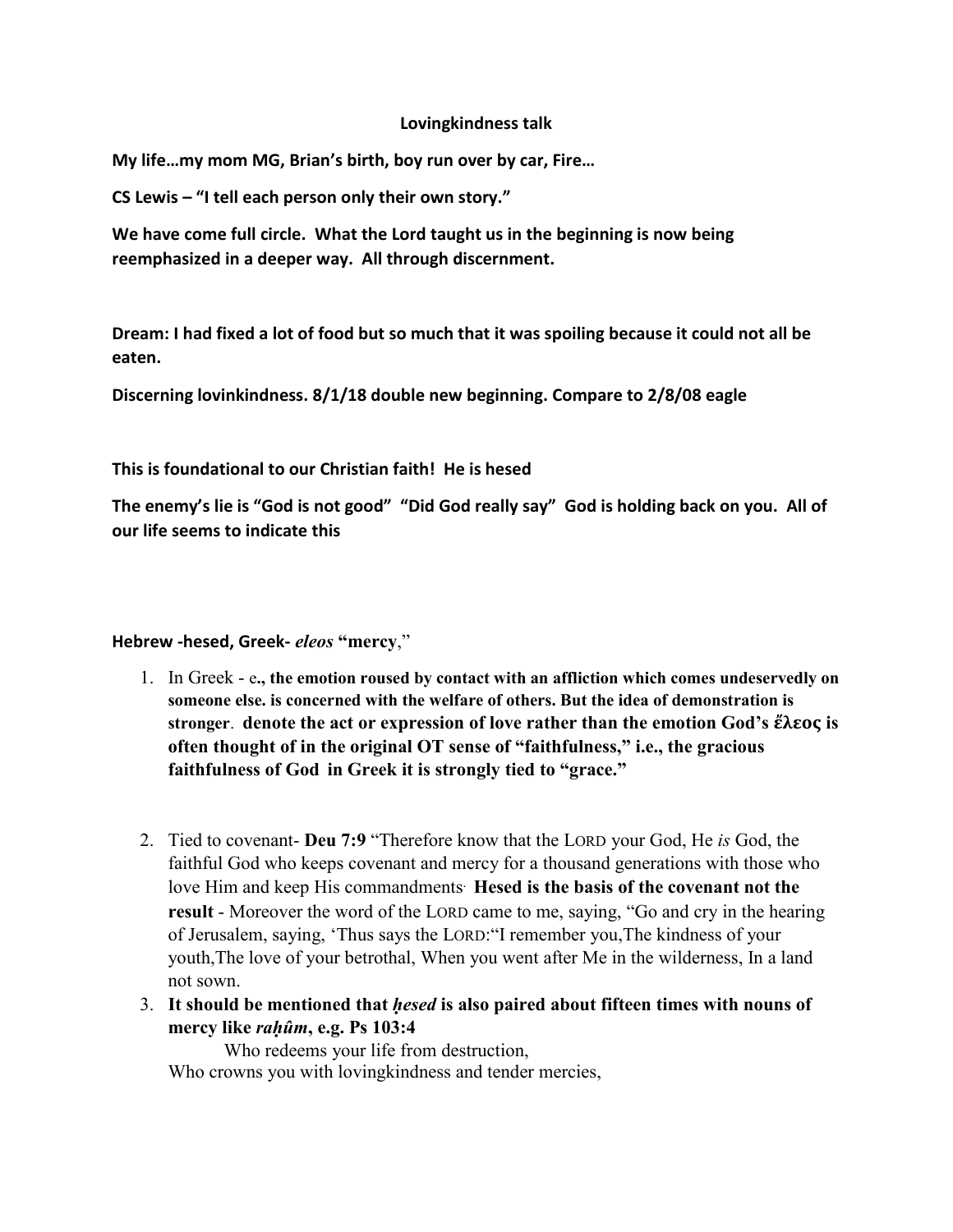# Lovingkindness talk

**My life…my mom MG, Brian's birth, boy run over by car, Fire…**

**CS Lewis – "I tell each person only their own story."**

**We have come full circle. What the Lord taught us in the beginning is now being reemphasized in a deeper way. All through discernment.**

**Dream: I had fixed a lot of food but so much that it was spoiling because it could not all be eaten.**

**Discerning lovinkindness. 8/1/18 double new beginning. Compare to 2/8/08 eagle**

**This is foundational to our Christian faith! He is hesed**

**The enemy's lie is "God is not good" "Did God really say" God is holding back on you. All of our life seems to indicate this**

**Hebrew -hesed, Greek-** ***eleos*** **"mercy**,"

1. In Greek - e**., the emotion roused by contact with an affliction which comes undeservedly on someone else. is concerned with the welfare of others. But the idea of demonstration is stronger**. **denote the act or expression of love rather than the emotion God's ἔλεος is often thought of in the original OT sense of "faithfulness," i.e., the gracious faithfulness of God in Greek it is strongly tied to "grace."**
2. Tied to covenant- **Deu 7:9** "Therefore know that the LORD your God, He *is* God, the faithful God who keeps covenant and mercy for a thousand generations with those who love Him and keep His commandments. **Hesed is the basis of the covenant not the result** - Moreover the word of the LORD came to me, saying, "Go and cry in the hearing of Jerusalem, saying, 'Thus says the LORD:"I remember you,The kindness of your youth,The love of your betrothal, When you went after Me in the wilderness, In a land not sown.
3. **It should be mentioned that** ***ḥesed*** **is also paired about fifteen times with nouns of mercy like** ***raḥûm*****, e.g. Ps 103:4**

   Who redeems your life from destruction,
   Who crowns you with lovingkindness and tender mercies,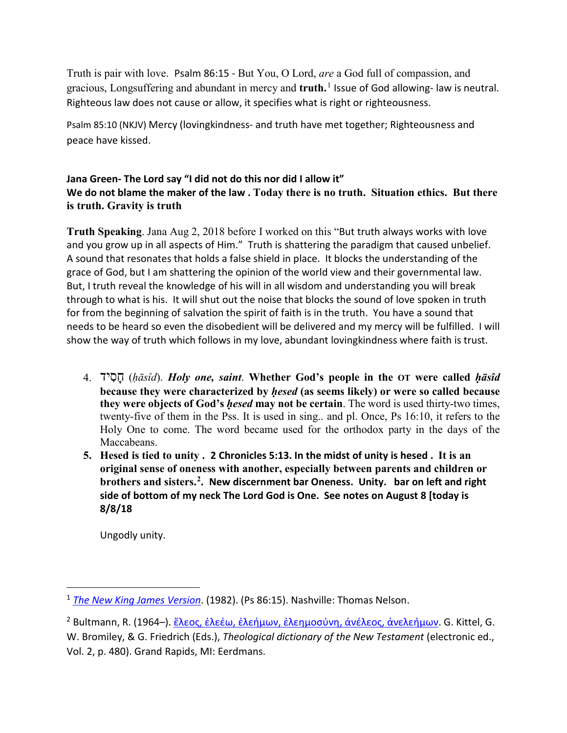Truth is pair with love. Psalm 86:15 - But You, O Lord, *are* a God full of compassion, and gracious, Longsuffering and abundant in mercy and **truth.**[1] Issue of God allowing- law is neutral. Righteous law does not cause or allow, it specifies what is right or righteousness.

Psalm 85:10 (NKJV) Mercy (lovingkindness- and truth have met together; Righteousness and peace have kissed.

**Jana Green- The Lord say "I did not do this nor did I allow it"**
**We do not blame the maker of the law . Today there is no truth. Situation ethics. But there is truth. Gravity is truth**

**Truth Speaking**. Jana Aug 2, 2018 before I worked on this "But truth always works with love and you grow up in all aspects of Him." Truth is shattering the paradigm that caused unbelief. A sound that resonates that holds a false shield in place. It blocks the understanding of the grace of God, but I am shattering the opinion of the world view and their governmental law. But, I truth reveal the knowledge of his will in all wisdom and understanding you will break through to what is his. It will shut out the noise that blocks the sound of love spoken in truth for from the beginning of salvation the spirit of faith is in the truth. You have a sound that needs to be heard so even the disobedient will be delivered and my mercy will be fulfilled. I will show the way of truth which follows in my love, abundant lovingkindness where faith is trust.

4. חָסִיד (*ḥāsîd*). ***Holy one, saint*. Whether God's people in the OT were called *ḥāsîd* because they were characterized by *ḥesed* (as seems likely) or were so called because they were objects of God's *ḥesed* may not be certain**. The word is used thirty-two times, twenty-five of them in the Pss. It is used in sing.. and pl. Once, Ps 16:10, it refers to the Holy One to come. The word became used for the orthodox party in the days of the Maccabeans.
5. **Hesed is tied to unity . 2 Chronicles 5:13. In the midst of unity is hesed . It is an original sense of oneness with another, especially between parents and children or brothers and sisters.[2]. New discernment bar Oneness. Unity. bar on left and right side of bottom of my neck The Lord God is One. See notes on August 8 [today is 8/8/18**

   Ungodly unity.

---

[1] *The New King James Version*. (1982). (Ps 86:15). Nashville: Thomas Nelson.

[2] Bultmann, R. (1964–). ἔλεος, ἐλεέω, ἐλεήμων, ἐλεημοσύνη, ἀνέλεος, ἀνελεήμων. G. Kittel, G. W. Bromiley, & G. Friedrich (Eds.), *Theological dictionary of the New Testament* (electronic ed., Vol. 2, p. 480). Grand Rapids, MI: Eerdmans.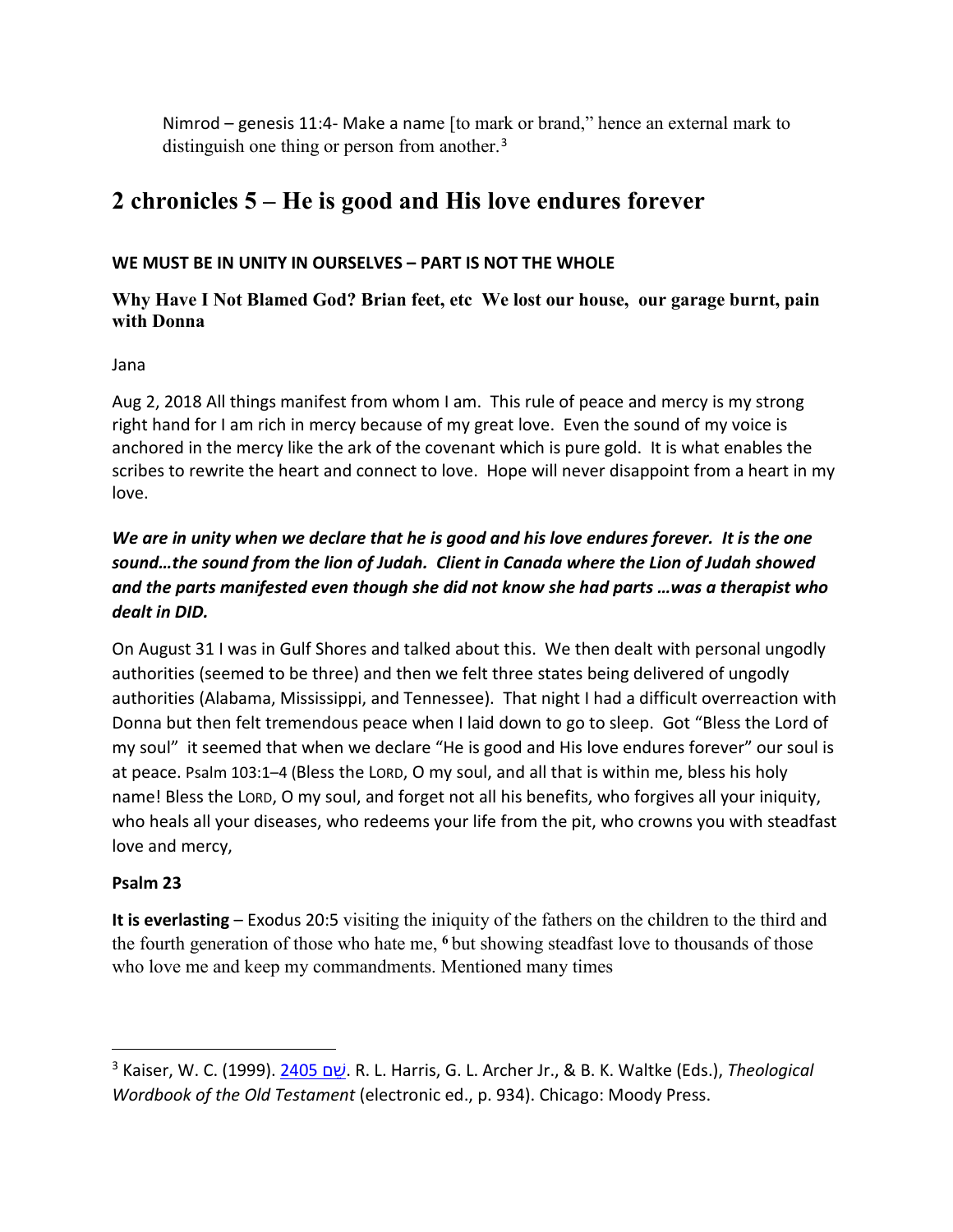Nimrod – genesis 11:4- Make a name [to mark or brand," hence an external mark to distinguish one thing or person from another.[3]

## 2 chronicles 5 – He is good and His love endures forever

**WE MUST BE IN UNITY IN OURSELVES – PART IS NOT THE WHOLE**

**Why Have I Not Blamed God? Brian feet, etc We lost our house, our garage burnt, pain with Donna**

Jana

Aug 2, 2018 All things manifest from whom I am. This rule of peace and mercy is my strong right hand for I am rich in mercy because of my great love. Even the sound of my voice is anchored in the mercy like the ark of the covenant which is pure gold. It is what enables the scribes to rewrite the heart and connect to love. Hope will never disappoint from a heart in my love.

***We are in unity when we declare that he is good and his love endures forever. It is the one sound…the sound from the lion of Judah. Client in Canada where the Lion of Judah showed and the parts manifested even though she did not know she had parts …was a therapist who dealt in DID.***

On August 31 I was in Gulf Shores and talked about this. We then dealt with personal ungodly authorities (seemed to be three) and then we felt three states being delivered of ungodly authorities (Alabama, Mississippi, and Tennessee). That night I had a difficult overreaction with Donna but then felt tremendous peace when I laid down to go to sleep. Got "Bless the Lord of my soul" it seemed that when we declare "He is good and His love endures forever" our soul is at peace. Psalm 103:1–4 (Bless the LORD, O my soul, and all that is within me, bless his holy name! Bless the LORD, O my soul, and forget not all his benefits, who forgives all your iniquity, who heals all your diseases, who redeems your life from the pit, who crowns you with steadfast love and mercy,

**Psalm 23**

**It is everlasting** – Exodus 20:5 visiting the iniquity of the fathers on the children to the third and the fourth generation of those who hate me, **6** but showing steadfast love to thousands of those who love me and keep my commandments. Mentioned many times

---

[3] Kaiser, W. C. (1999). 2405 שֵׁם. R. L. Harris, G. L. Archer Jr., & B. K. Waltke (Eds.), *Theological Wordbook of the Old Testament* (electronic ed., p. 934). Chicago: Moody Press.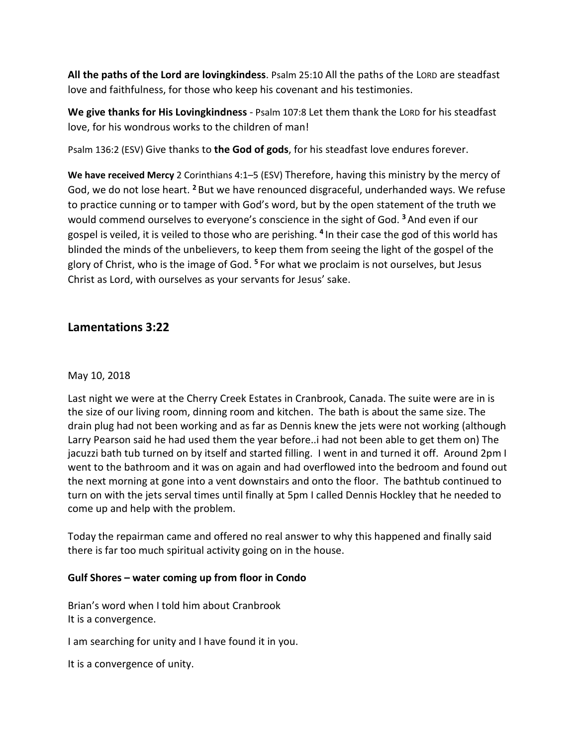**All the paths of the Lord are lovingkindess**. Psalm 25:10 All the paths of the LORD are steadfast love and faithfulness, for those who keep his covenant and his testimonies.

**We give thanks for His Lovingkindness** - Psalm 107:8 Let them thank the LORD for his steadfast love, for his wondrous works to the children of man!

Psalm 136:2 (ESV) Give thanks to **the God of gods**, for his steadfast love endures forever.

**We have received Mercy** 2 Corinthians 4:1–5 (ESV) Therefore, having this ministry by the mercy of God, we do not lose heart. 2 But we have renounced disgraceful, underhanded ways. We refuse to practice cunning or to tamper with God's word, but by the open statement of the truth we would commend ourselves to everyone's conscience in the sight of God. 3 And even if our gospel is veiled, it is veiled to those who are perishing. 4 In their case the god of this world has blinded the minds of the unbelievers, to keep them from seeing the light of the gospel of the glory of Christ, who is the image of God. 5 For what we proclaim is not ourselves, but Jesus Christ as Lord, with ourselves as your servants for Jesus' sake.

## Lamentations 3:22

May 10, 2018

Last night we were at the Cherry Creek Estates in Cranbrook, Canada. The suite were are in is the size of our living room, dinning room and kitchen. The bath is about the same size. The drain plug had not been working and as far as Dennis knew the jets were not working (although Larry Pearson said he had used them the year before..i had not been able to get them on) The jacuzzi bath tub turned on by itself and started filling. I went in and turned it off. Around 2pm I went to the bathroom and it was on again and had overflowed into the bedroom and found out the next morning at gone into a vent downstairs and onto the floor. The bathtub continued to turn on with the jets serval times until finally at 5pm I called Dennis Hockley that he needed to come up and help with the problem.

Today the repairman came and offered no real answer to why this happened and finally said there is far too much spiritual activity going on in the house.

**Gulf Shores – water coming up from floor in Condo**

Brian's word when I told him about Cranbrook
It is a convergence.

I am searching for unity and I have found it in you.

It is a convergence of unity.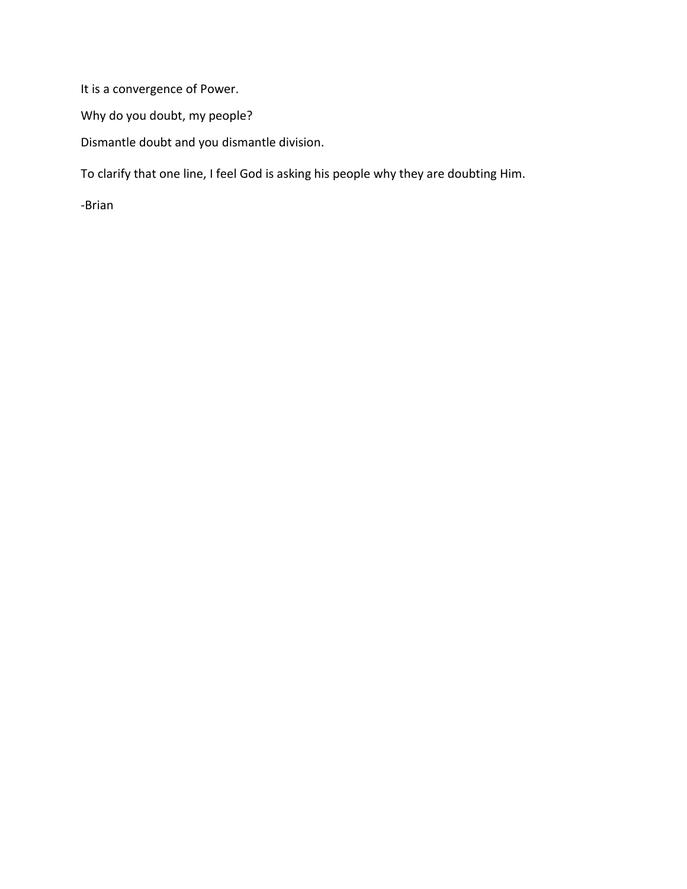It is a convergence of Power.

Why do you doubt, my people?

Dismantle doubt and you dismantle division.

To clarify that one line, I feel God is asking his people why they are doubting Him.

-Brian